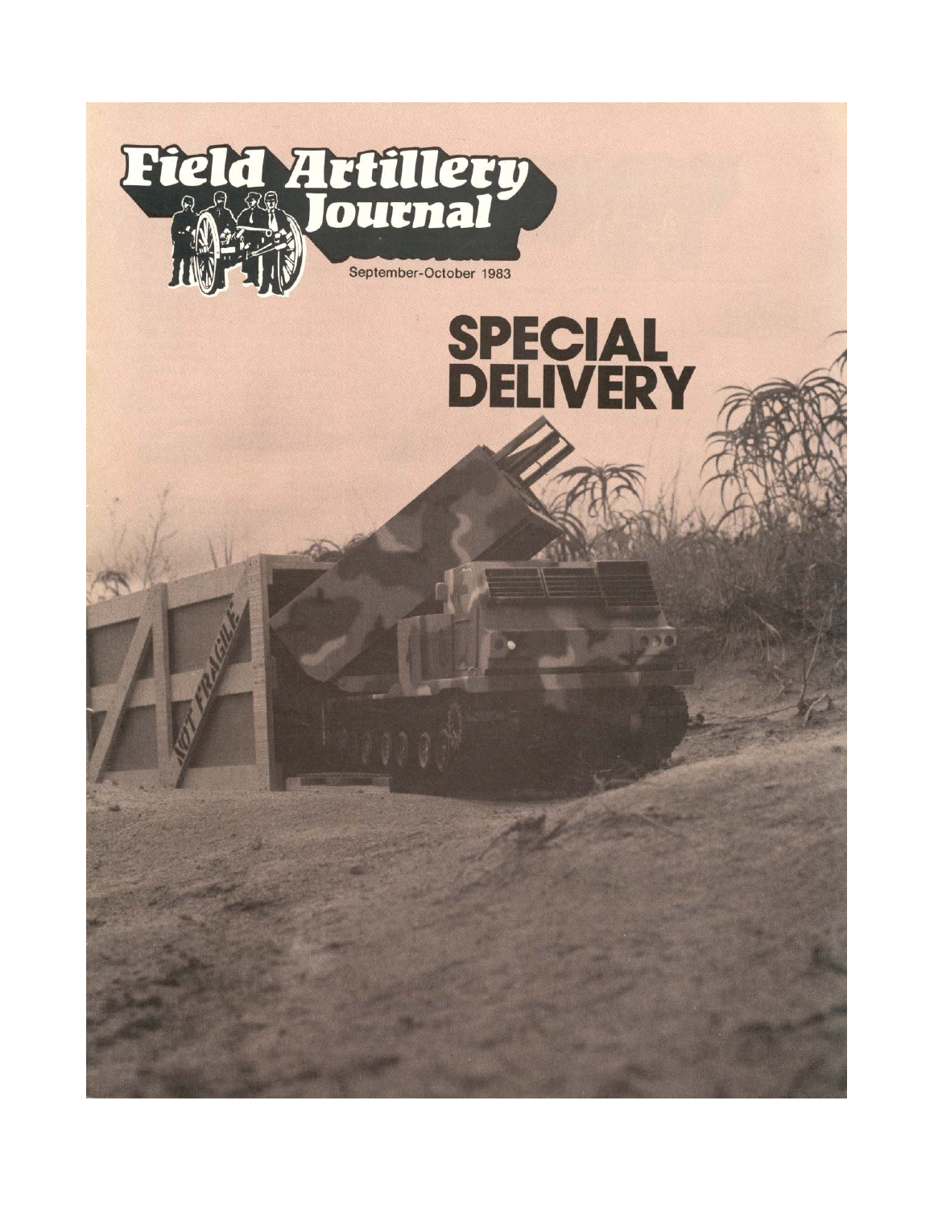# Field Artillery Journal

September-October 1983

# SPECIAL DELIVERY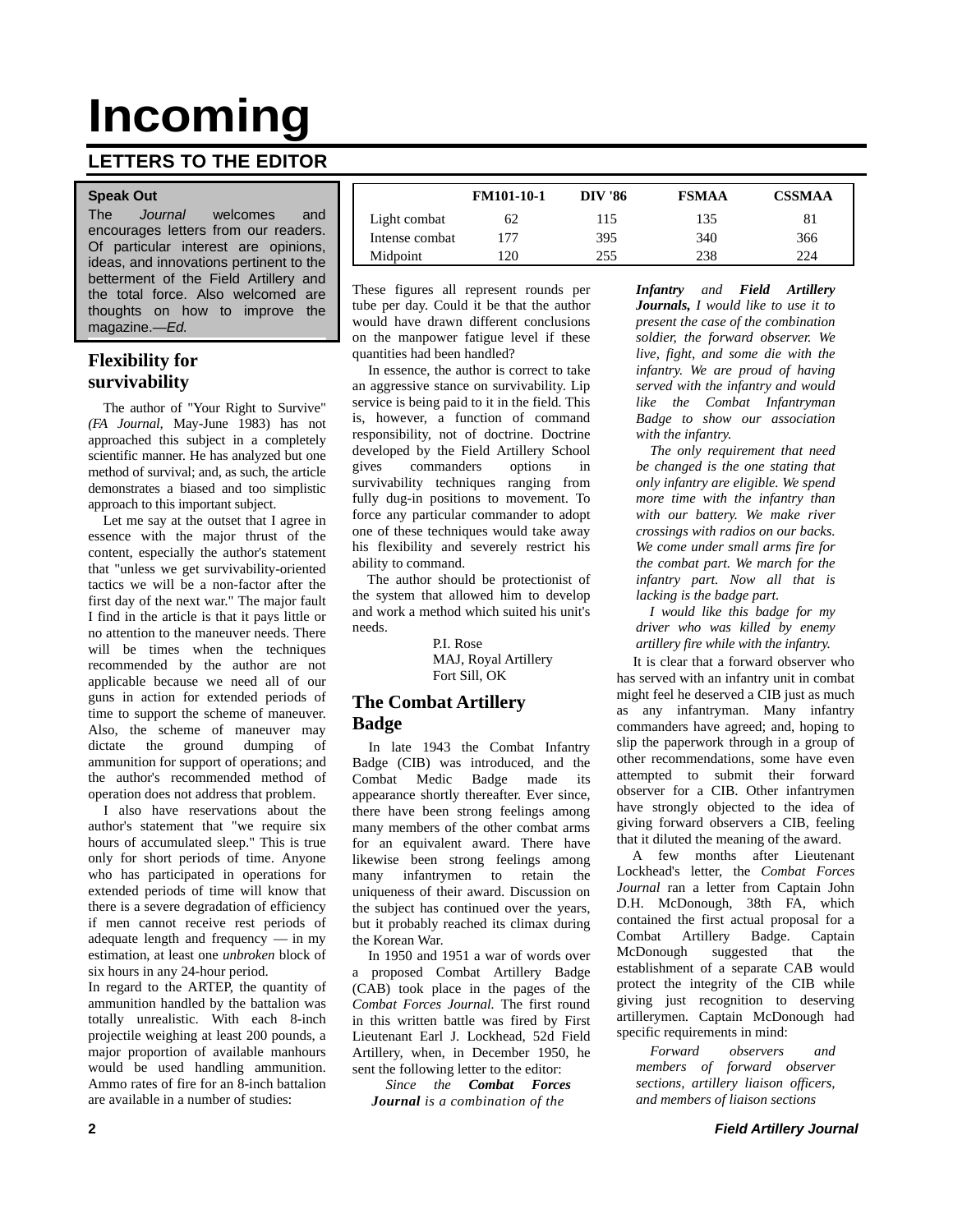# Incoming

## LETTERS TO THE EDITOR

**Speak Out**

The *Journal* welcomes and encourages letters from our readers. Of particular interest are opinions, ideas, and innovations pertinent to the betterment of the Field Artillery and the total force. Also welcomed are thoughts on how to improve the magazine.—*Ed.*

### Flexibility for survivability

The author of "Your Right to Survive" *(FA Journal,* May-June 1983) has not approached this subject in a completely scientific manner. He has analyzed but one method of survival; and, as such, the article demonstrates a biased and too simplistic approach to this important subject.

Let me say at the outset that I agree in essence with the major thrust of the content, especially the author's statement that "unless we get survivability-oriented tactics we will be a non-factor after the first day of the next war." The major fault I find in the article is that it pays little or no attention to the maneuver needs. There will be times when the techniques recommended by the author are not applicable because we need all of our guns in action for extended periods of time to support the scheme of maneuver. Also, the scheme of maneuver may dictate the ground dumping of ammunition for support of operations; and the author's recommended method of operation does not address that problem.

I also have reservations about the author's statement that "we require six hours of accumulated sleep." This is true only for short periods of time. Anyone who has participated in operations for extended periods of time will know that there is a severe degradation of efficiency if men cannot receive rest periods of adequate length and frequency — in my estimation, at least one *unbroken* block of six hours in any 24-hour period.

In regard to the ARTEP, the quantity of ammunition handled by the battalion was totally unrealistic. With each 8-inch projectile weighing at least 200 pounds, a major proportion of available manhours would be used handling ammunition. Ammo rates of fire for an 8-inch battalion are available in a number of studies:

| | FM101-10-1 | DIV '86 | FSMAA | CSSMAA |
|---|---|---|---|---|
| Light combat | 62 | 115 | 135 | 81 |
| Intense combat | 177 | 395 | 340 | 366 |
| Midpoint | 120 | 255 | 238 | 224 |

These figures all represent rounds per tube per day. Could it be that the author would have drawn different conclusions on the manpower fatigue level if these quantities had been handled?

In essence, the author is correct to take an aggressive stance on survivability. Lip service is being paid to it in the field. This is, however, a function of command responsibility, not of doctrine. Doctrine developed by the Field Artillery School gives commanders options in survivability techniques ranging from fully dug-in positions to movement. To force any particular commander to adopt one of these techniques would take away his flexibility and severely restrict his ability to command.

The author should be protectionist of the system that allowed him to develop and work a method which suited his unit's needs.

P.I. Rose
MAJ, Royal Artillery
Fort Sill, OK

### The Combat Artillery Badge

In late 1943 the Combat Infantry Badge (CIB) was introduced, and the Combat Medic Badge made its appearance shortly thereafter. Ever since, there have been strong feelings among many members of the other combat arms for an equivalent award. There have likewise been strong feelings among many infantrymen to retain the uniqueness of their award. Discussion on the subject has continued over the years, but it probably reached its climax during the Korean War.

In 1950 and 1951 a war of words over a proposed Combat Artillery Badge (CAB) took place in the pages of the *Combat Forces Journal.* The first round in this written battle was fired by First Lieutenant Earl J. Lockhead, 52d Field Artillery, when, in December 1950, he sent the following letter to the editor:

> *Since the **Combat Forces Journal** is a combination of the **Infantry** and **Field Artillery Journals,** I would like to use it to present the case of the combination soldier, the forward observer. We live, fight, and some die with the infantry. We are proud of having served with the infantry and would like the Combat Infantryman Badge to show our association with the infantry.*
>
> *The only requirement that need be changed is the one stating that only infantry are eligible. We spend more time with the infantry than with our battery. We make river crossings with radios on our backs. We come under small arms fire for the combat part. We march for the infantry part. Now all that is lacking is the badge part.*
>
> *I would like this badge for my driver who was killed by enemy artillery fire while with the infantry.*

It is clear that a forward observer who has served with an infantry unit in combat might feel he deserved a CIB just as much as any infantryman. Many infantry commanders have agreed; and, hoping to slip the paperwork through in a group of other recommendations, some have even attempted to submit their forward observer for a CIB. Other infantrymen have strongly objected to the idea of giving forward observers a CIB, feeling that it diluted the meaning of the award.

A few months after Lieutenant Lockhead's letter, the *Combat Forces Journal* ran a letter from Captain John D.H. McDonough, 38th FA, which contained the first actual proposal for a Combat Artillery Badge. Captain McDonough suggested that the establishment of a separate CAB would protect the integrity of the CIB while giving just recognition to deserving artillerymen. Captain McDonough had specific requirements in mind:

> *Forward observers and members of forward observer sections, artillery liaison officers, and members of liaison sections*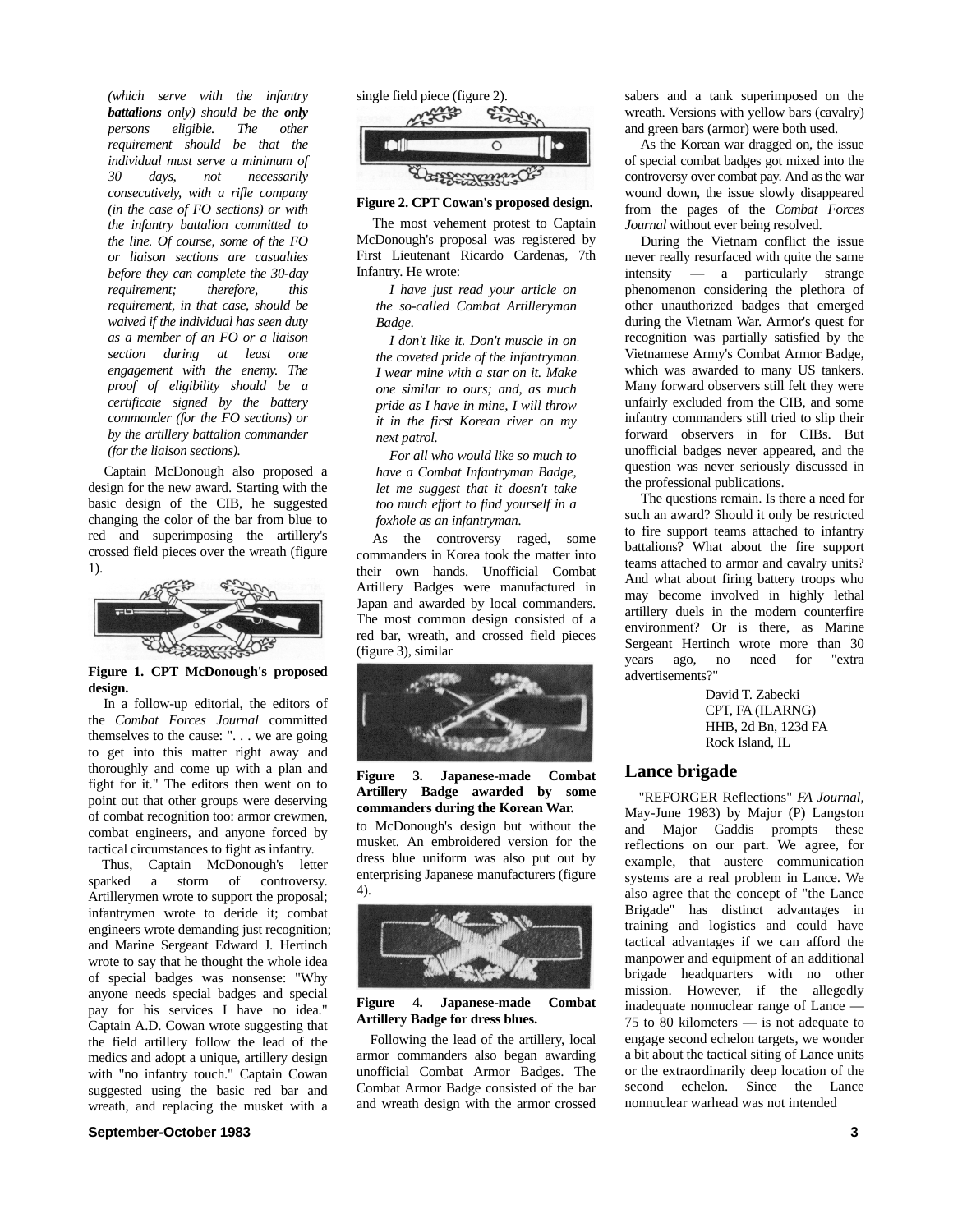*(which serve with the infantry **battalions** only) should be the **only** persons eligible. The other requirement should be that the individual must serve a minimum of 30 days, not necessarily consecutively, with a rifle company (in the case of FO sections) or with the infantry battalion committed to the line. Of course, some of the FO or liaison sections are casualties before they can complete the 30-day requirement; therefore, this requirement, in that case, should be waived if the individual has seen duty as a member of an FO or a liaison section during at least one engagement with the enemy. The proof of eligibility should be a certificate signed by the battery commander (for the FO sections) or by the artillery battalion commander (for the liaison sections).*

Captain McDonough also proposed a design for the new award. Starting with the basic design of the CIB, he suggested changing the color of the bar from blue to red and superimposing the artillery's crossed field pieces over the wreath (figure 1).

**Figure 1. CPT McDonough's proposed design.**

In a follow-up editorial, the editors of the *Combat Forces Journal* committed themselves to the cause: ". . . we are going to get into this matter right away and thoroughly and come up with a plan and fight for it." The editors then went on to point out that other groups were deserving of combat recognition too: armor crewmen, combat engineers, and anyone forced by tactical circumstances to fight as infantry.

Thus, Captain McDonough's letter sparked a storm of controversy. Artillerymen wrote to support the proposal; infantrymen wrote to deride it; combat engineers wrote demanding just recognition; and Marine Sergeant Edward J. Hertinch wrote to say that he thought the whole idea of special badges was nonsense: "Why anyone needs special badges and special pay for his services I have no idea." Captain A.D. Cowan wrote suggesting that the field artillery follow the lead of the medics and adopt a unique, artillery design with "no infantry touch." Captain Cowan suggested using the basic red bar and wreath, and replacing the musket with a single field piece (figure 2).

**Figure 2. CPT Cowan's proposed design.**

The most vehement protest to Captain McDonough's proposal was registered by First Lieutenant Ricardo Cardenas, 7th Infantry. He wrote:

> *I have just read your article on the so-called Combat Artilleryman Badge.*
>
> *I don't like it. Don't muscle in on the coveted pride of the infantryman. I wear mine with a star on it. Make one similar to ours; and, as much pride as I have in mine, I will throw it in the first Korean river on my next patrol.*
>
> *For all who would like so much to have a Combat Infantryman Badge, let me suggest that it doesn't take too much effort to find yourself in a foxhole as an infantryman.*

As the controversy raged, some commanders in Korea took the matter into their own hands. Unofficial Combat Artillery Badges were manufactured in Japan and awarded by local commanders. The most common design consisted of a red bar, wreath, and crossed field pieces (figure 3), similar to McDonough's design but without the musket. An embroidered version for the dress blue uniform was also put out by enterprising Japanese manufacturers (figure 4).

**Figure 3. Japanese-made Combat Artillery Badge awarded by some commanders during the Korean War.**

**Figure 4. Japanese-made Combat Artillery Badge for dress blues.**

Following the lead of the artillery, local armor commanders also began awarding unofficial Combat Armor Badges. The Combat Armor Badge consisted of the bar and wreath design with the armor crossed sabers and a tank superimposed on the wreath. Versions with yellow bars (cavalry) and green bars (armor) were both used.

As the Korean war dragged on, the issue of special combat badges got mixed into the controversy over combat pay. And as the war wound down, the issue slowly disappeared from the pages of the *Combat Forces Journal* without ever being resolved.

During the Vietnam conflict the issue never really resurfaced with quite the same intensity — a particularly strange phenomenon considering the plethora of other unauthorized badges that emerged during the Vietnam War. Armor's quest for recognition was partially satisfied by the Vietnamese Army's Combat Armor Badge, which was awarded to many US tankers. Many forward observers still felt they were unfairly excluded from the CIB, and some infantry commanders still tried to slip their forward observers in for CIBs. But unofficial badges never appeared, and the question was never seriously discussed in the professional publications.

The questions remain. Is there a need for such an award? Should it only be restricted to fire support teams attached to infantry battalions? What about the fire support teams attached to armor and cavalry units? And what about firing battery troops who may become involved in highly lethal artillery duels in the modern counterfire environment? Or is there, as Marine Sergeant Hertinch wrote more than 30 years ago, no need for "extra advertisements?"

David T. Zabecki
CPT, FA (ILARNG)
HHB, 2d Bn, 123d FA
Rock Island, IL

## Lance brigade

"REFORGER Reflections" *FA Journal*, May-June 1983) by Major (P) Langston and Major Gaddis prompts these reflections on our part. We agree, for example, that austere communication systems are a real problem in Lance. We also agree that the concept of "the Lance Brigade" has distinct advantages in training and logistics and could have tactical advantages if we can afford the manpower and equipment of an additional brigade headquarters with no other mission. However, if the allegedly inadequate nonnuclear range of Lance — 75 to 80 kilometers — is not adequate to engage second echelon targets, we wonder a bit about the tactical siting of Lance units or the extraordinarily deep location of the second echelon. Since the Lance nonnuclear warhead was not intended